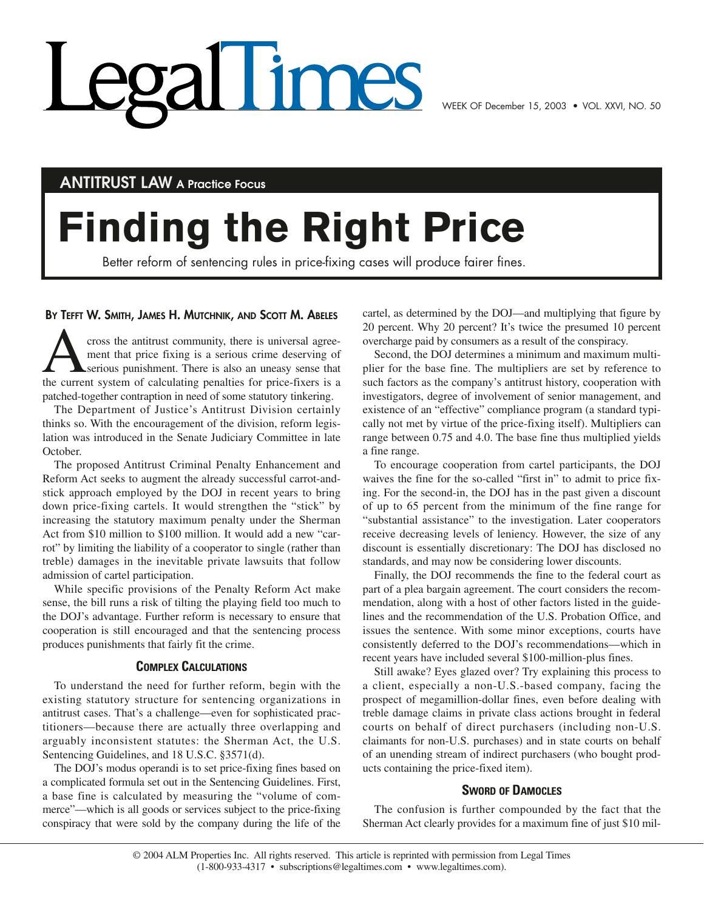# Legal Times

WEEK OF December 15, 2003 • VOL. XXVI, NO. 50

**ANTITRUST LAW** A Practice Focus

# Finding the Right Price

Better reform of sentencing rules in price-fixing cases will produce fairer fines.

**BY TEFFT W. SMITH, JAMES H. MUTCHNIK, AND SCOTT M. ABELES**

Across the antitrust community, there is universal agreement that price fixing is a serious crime deserving of serious punishment. There is also an uneasy sense that the current system of calculating penalties for price-fixers is a patched-together contraption in need of some statutory tinkering.

The Department of Justice's Antitrust Division certainly thinks so. With the encouragement of the division, reform legislation was introduced in the Senate Judiciary Committee in late October.

The proposed Antitrust Criminal Penalty Enhancement and Reform Act seeks to augment the already successful carrot-and-stick approach employed by the DOJ in recent years to bring down price-fixing cartels. It would strengthen the "stick" by increasing the statutory maximum penalty under the Sherman Act from $10 million to $100 million. It would add a new "carrot" by limiting the liability of a cooperator to single (rather than treble) damages in the inevitable private lawsuits that follow admission of cartel participation.

While specific provisions of the Penalty Reform Act make sense, the bill runs a risk of tilting the playing field too much to the DOJ's advantage. Further reform is necessary to ensure that cooperation is still encouraged and that the sentencing process produces punishments that fairly fit the crime.

### COMPLEX CALCULATIONS

To understand the need for further reform, begin with the existing statutory structure for sentencing organizations in antitrust cases. That's a challenge—even for sophisticated practitioners—because there are actually three overlapping and arguably inconsistent statutes: the Sherman Act, the U.S. Sentencing Guidelines, and 18 U.S.C. §3571(d).

The DOJ's modus operandi is to set price-fixing fines based on a complicated formula set out in the Sentencing Guidelines. First, a base fine is calculated by measuring the "volume of commerce"—which is all goods or services subject to the price-fixing conspiracy that were sold by the company during the life of the cartel, as determined by the DOJ—and multiplying that figure by 20 percent. Why 20 percent? It's twice the presumed 10 percent overcharge paid by consumers as a result of the conspiracy.

Second, the DOJ determines a minimum and maximum multiplier for the base fine. The multipliers are set by reference to such factors as the company's antitrust history, cooperation with investigators, degree of involvement of senior management, and existence of an "effective" compliance program (a standard typically not met by virtue of the price-fixing itself). Multipliers can range between 0.75 and 4.0. The base fine thus multiplied yields a fine range.

To encourage cooperation from cartel participants, the DOJ waives the fine for the so-called "first in" to admit to price fixing. For the second-in, the DOJ has in the past given a discount of up to 65 percent from the minimum of the fine range for "substantial assistance" to the investigation. Later cooperators receive decreasing levels of leniency. However, the size of any discount is essentially discretionary: The DOJ has disclosed no standards, and may now be considering lower discounts.

Finally, the DOJ recommends the fine to the federal court as part of a plea bargain agreement. The court considers the recommendation, along with a host of other factors listed in the guidelines and the recommendation of the U.S. Probation Office, and issues the sentence. With some minor exceptions, courts have consistently deferred to the DOJ's recommendations—which in recent years have included several $100-million-plus fines.

Still awake? Eyes glazed over? Try explaining this process to a client, especially a non-U.S.-based company, facing the prospect of megamillion-dollar fines, even before dealing with treble damage claims in private class actions brought in federal courts on behalf of direct purchasers (including non-U.S. claimants for non-U.S. purchases) and in state courts on behalf of an unending stream of indirect purchasers (who bought products containing the price-fixed item).

### SWORD OF DAMOCLES

The confusion is further compounded by the fact that the Sherman Act clearly provides for a maximum fine of just $10 mil-

© 2004 ALM Properties Inc. All rights reserved. This article is reprinted with permission from Legal Times (1-800-933-4317 • subscriptions@legaltimes.com • www.legaltimes.com).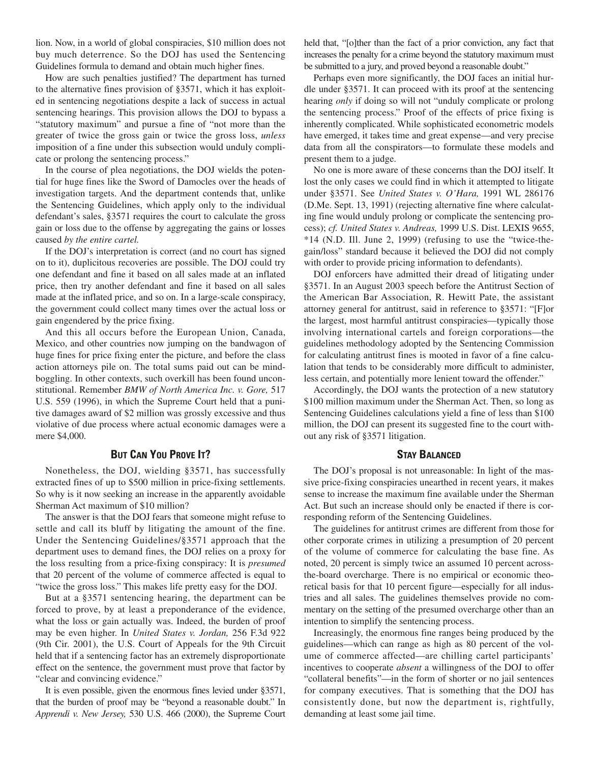lion. Now, in a world of global conspiracies, $10 million does not buy much deterrence. So the DOJ has used the Sentencing Guidelines formula to demand and obtain much higher fines.

How are such penalties justified? The department has turned to the alternative fines provision of §3571, which it has exploited in sentencing negotiations despite a lack of success in actual sentencing hearings. This provision allows the DOJ to bypass a "statutory maximum" and pursue a fine of "not more than the greater of twice the gross gain or twice the gross loss, *unless* imposition of a fine under this subsection would unduly complicate or prolong the sentencing process."

In the course of plea negotiations, the DOJ wields the potential for huge fines like the Sword of Damocles over the heads of investigation targets. And the department contends that, unlike the Sentencing Guidelines, which apply only to the individual defendant's sales, §3571 requires the court to calculate the gross gain or loss due to the offense by aggregating the gains or losses caused *by the entire cartel.*

If the DOJ's interpretation is correct (and no court has signed on to it), duplicitous recoveries are possible. The DOJ could try one defendant and fine it based on all sales made at an inflated price, then try another defendant and fine it based on all sales made at the inflated price, and so on. In a large-scale conspiracy, the government could collect many times over the actual loss or gain engendered by the price fixing.

And this all occurs before the European Union, Canada, Mexico, and other countries now jumping on the bandwagon of huge fines for price fixing enter the picture, and before the class action attorneys pile on. The total sums paid out can be mind-boggling. In other contexts, such overkill has been found unconstitutional. Remember *BMW of North America Inc. v. Gore,* 517 U.S. 559 (1996), in which the Supreme Court held that a punitive damages award of $2 million was grossly excessive and thus violative of due process where actual economic damages were a mere $4,000.

## But Can You Prove It?

Nonetheless, the DOJ, wielding §3571, has successfully extracted fines of up to $500 million in price-fixing settlements. So why is it now seeking an increase in the apparently avoidable Sherman Act maximum of $10 million?

The answer is that the DOJ fears that someone might refuse to settle and call its bluff by litigating the amount of the fine. Under the Sentencing Guidelines/§3571 approach that the department uses to demand fines, the DOJ relies on a proxy for the loss resulting from a price-fixing conspiracy: It is *presumed* that 20 percent of the volume of commerce affected is equal to "twice the gross loss." This makes life pretty easy for the DOJ.

But at a §3571 sentencing hearing, the department can be forced to prove, by at least a preponderance of the evidence, what the loss or gain actually was. Indeed, the burden of proof may be even higher. In *United States v. Jordan,* 256 F.3d 922 (9th Cir. 2001), the U.S. Court of Appeals for the 9th Circuit held that if a sentencing factor has an extremely disproportionate effect on the sentence, the government must prove that factor by "clear and convincing evidence."

It is even possible, given the enormous fines levied under §3571, that the burden of proof may be "beyond a reasonable doubt." In *Apprendi v. New Jersey,* 530 U.S. 466 (2000), the Supreme Court held that, "[o]ther than the fact of a prior conviction, any fact that increases the penalty for a crime beyond the statutory maximum must be submitted to a jury, and proved beyond a reasonable doubt."

Perhaps even more significantly, the DOJ faces an initial hurdle under §3571. It can proceed with its proof at the sentencing hearing *only* if doing so will not "unduly complicate or prolong the sentencing process." Proof of the effects of price fixing is inherently complicated. While sophisticated econometric models have emerged, it takes time and great expense—and very precise data from all the conspirators—to formulate these models and present them to a judge.

No one is more aware of these concerns than the DOJ itself. It lost the only cases we could find in which it attempted to litigate under §3571. See *United States v. O'Hara,* 1991 WL 286176 (D.Me. Sept. 13, 1991) (rejecting alternative fine where calculating fine would unduly prolong or complicate the sentencing process); *cf. United States v. Andreas,* 1999 U.S. Dist. LEXIS 9655, *14 (N.D. Ill. June 2, 1999) (refusing to use the "twice-the-gain/loss" standard because it believed the DOJ did not comply with order to provide pricing information to defendants).

DOJ enforcers have admitted their dread of litigating under §3571. In an August 2003 speech before the Antitrust Section of the American Bar Association, R. Hewitt Pate, the assistant attorney general for antitrust, said in reference to §3571: "[F]or the largest, most harmful antitrust conspiracies—typically those involving international cartels and foreign corporations—the guidelines methodology adopted by the Sentencing Commission for calculating antitrust fines is mooted in favor of a fine calculation that tends to be considerably more difficult to administer, less certain, and potentially more lenient toward the offender."

Accordingly, the DOJ wants the protection of a new statutory $100 million maximum under the Sherman Act. Then, so long as Sentencing Guidelines calculations yield a fine of less than $100 million, the DOJ can present its suggested fine to the court without any risk of §3571 litigation.

## Stay Balanced

The DOJ's proposal is not unreasonable: In light of the massive price-fixing conspiracies unearthed in recent years, it makes sense to increase the maximum fine available under the Sherman Act. But such an increase should only be enacted if there is corresponding reform of the Sentencing Guidelines.

The guidelines for antitrust crimes are different from those for other corporate crimes in utilizing a presumption of 20 percent of the volume of commerce for calculating the base fine. As noted, 20 percent is simply twice an assumed 10 percent across-the-board overcharge. There is no empirical or economic theoretical basis for that 10 percent figure—especially for all industries and all sales. The guidelines themselves provide no commentary on the setting of the presumed overcharge other than an intention to simplify the sentencing process.

Increasingly, the enormous fine ranges being produced by the guidelines—which can range as high as 80 percent of the volume of commerce affected—are chilling cartel participants' incentives to cooperate *absent* a willingness of the DOJ to offer "collateral benefits"—in the form of shorter or no jail sentences for company executives. That is something that the DOJ has consistently done, but now the department is, rightfully, demanding at least some jail time.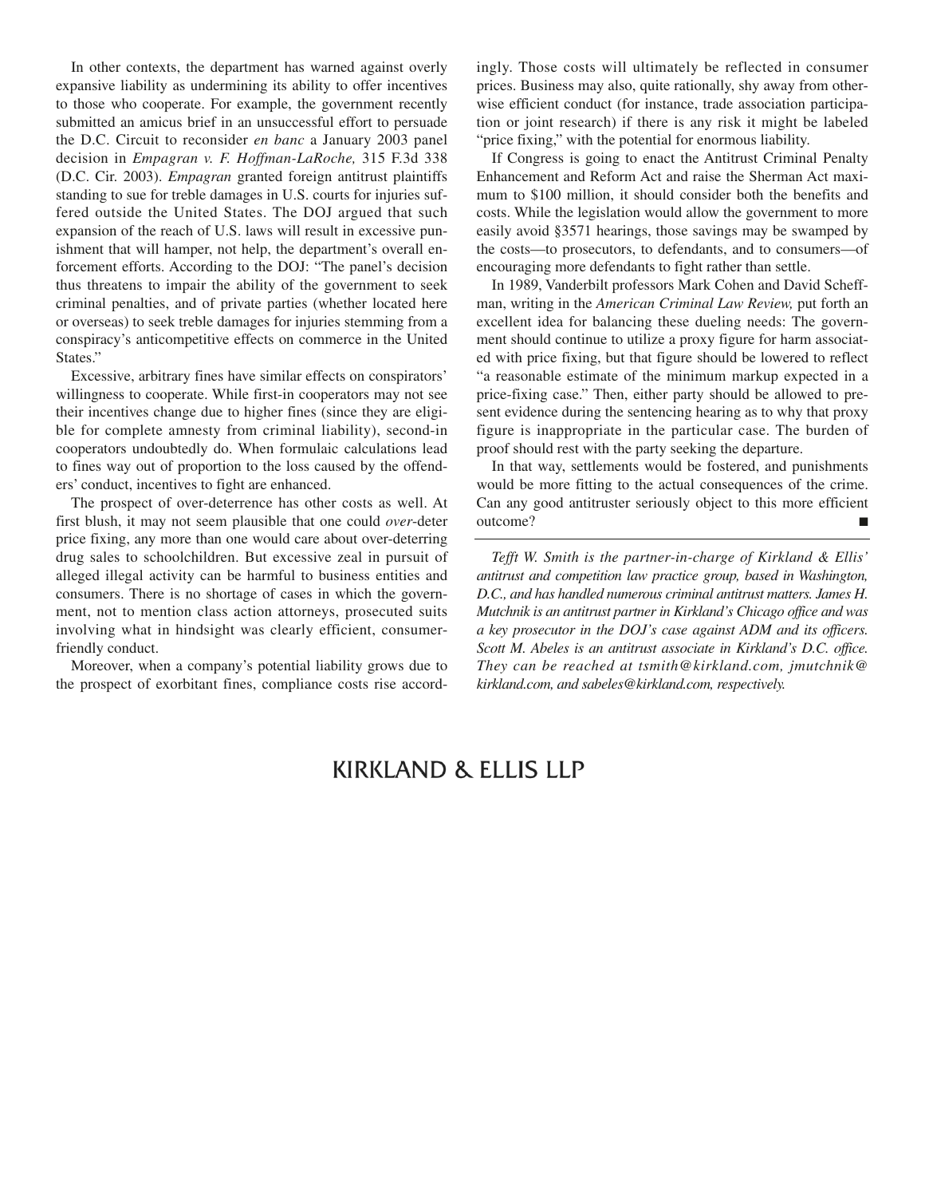In other contexts, the department has warned against overly expansive liability as undermining its ability to offer incentives to those who cooperate. For example, the government recently submitted an amicus brief in an unsuccessful effort to persuade the D.C. Circuit to reconsider *en banc* a January 2003 panel decision in *Empagran v. F. Hoffman-LaRoche,* 315 F.3d 338 (D.C. Cir. 2003). *Empagran* granted foreign antitrust plaintiffs standing to sue for treble damages in U.S. courts for injuries suffered outside the United States. The DOJ argued that such expansion of the reach of U.S. laws will result in excessive punishment that will hamper, not help, the department's overall enforcement efforts. According to the DOJ: "The panel's decision thus threatens to impair the ability of the government to seek criminal penalties, and of private parties (whether located here or overseas) to seek treble damages for injuries stemming from a conspiracy's anticompetitive effects on commerce in the United States."

Excessive, arbitrary fines have similar effects on conspirators' willingness to cooperate. While first-in cooperators may not see their incentives change due to higher fines (since they are eligible for complete amnesty from criminal liability), second-in cooperators undoubtedly do. When formulaic calculations lead to fines way out of proportion to the loss caused by the offenders' conduct, incentives to fight are enhanced.

The prospect of over-deterrence has other costs as well. At first blush, it may not seem plausible that one could *over*-deter price fixing, any more than one would care about over-deterring drug sales to schoolchildren. But excessive zeal in pursuit of alleged illegal activity can be harmful to business entities and consumers. There is no shortage of cases in which the government, not to mention class action attorneys, prosecuted suits involving what in hindsight was clearly efficient, consumer-friendly conduct.

Moreover, when a company's potential liability grows due to the prospect of exorbitant fines, compliance costs rise accordingly. Those costs will ultimately be reflected in consumer prices. Business may also, quite rationally, shy away from otherwise efficient conduct (for instance, trade association participation or joint research) if there is any risk it might be labeled "price fixing," with the potential for enormous liability.

If Congress is going to enact the Antitrust Criminal Penalty Enhancement and Reform Act and raise the Sherman Act maximum to $100 million, it should consider both the benefits and costs. While the legislation would allow the government to more easily avoid §3571 hearings, those savings may be swamped by the costs—to prosecutors, to defendants, and to consumers—of encouraging more defendants to fight rather than settle.

In 1989, Vanderbilt professors Mark Cohen and David Scheffman, writing in the *American Criminal Law Review,* put forth an excellent idea for balancing these dueling needs: The government should continue to utilize a proxy figure for harm associated with price fixing, but that figure should be lowered to reflect "a reasonable estimate of the minimum markup expected in a price-fixing case." Then, either party should be allowed to present evidence during the sentencing hearing as to why that proxy figure is inappropriate in the particular case. The burden of proof should rest with the party seeking the departure.

In that way, settlements would be fostered, and punishments would be more fitting to the actual consequences of the crime. Can any good antitruster seriously object to this more efficient outcome? ■

---

*Tefft W. Smith is the partner-in-charge of Kirkland & Ellis' antitrust and competition law practice group, based in Washington, D.C., and has handled numerous criminal antitrust matters. James H. Mutchnik is an antitrust partner in Kirkland's Chicago office and was a key prosecutor in the DOJ's case against ADM and its officers. Scott M. Abeles is an antitrust associate in Kirkland's D.C. office. They can be reached at tsmith@kirkland.com, jmutchnik@kirkland.com, and sabeles@kirkland.com, respectively.*

KIRKLAND & ELLIS LLP